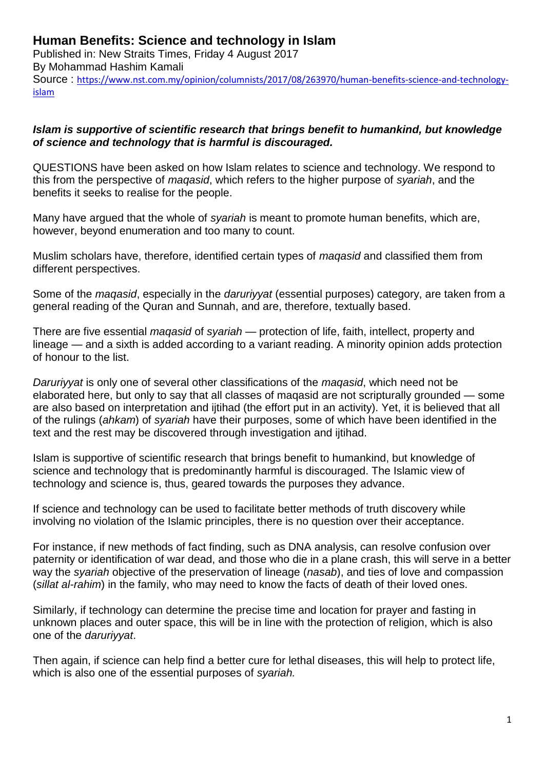# Human Benefits: Science and technology in Islam

Published in: New Straits Times, Friday 4 August 2017
By Mohammad Hashim Kamali
Source : https://www.nst.com.my/opinion/columnists/2017/08/263970/human-benefits-science-and-technology-islam

***Islam is supportive of scientific research that brings benefit to humankind, but knowledge of science and technology that is harmful is discouraged.***

QUESTIONS have been asked on how Islam relates to science and technology. We respond to this from the perspective of *maqasid*, which refers to the higher purpose of *syariah*, and the benefits it seeks to realise for the people.

Many have argued that the whole of *syariah* is meant to promote human benefits, which are, however, beyond enumeration and too many to count.

Muslim scholars have, therefore, identified certain types of *maqasid* and classified them from different perspectives.

Some of the *maqasid*, especially in the *daruriyyat* (essential purposes) category, are taken from a general reading of the Quran and Sunnah, and are, therefore, textually based.

There are five essential *maqasid* of *syariah* — protection of life, faith, intellect, property and lineage — and a sixth is added according to a variant reading. A minority opinion adds protection of honour to the list.

*Daruriyyat* is only one of several other classifications of the *maqasid*, which need not be elaborated here, but only to say that all classes of maqasid are not scripturally grounded — some are also based on interpretation and ijtihad (the effort put in an activity). Yet, it is believed that all of the rulings (*ahkam*) of *syariah* have their purposes, some of which have been identified in the text and the rest may be discovered through investigation and ijtihad.

Islam is supportive of scientific research that brings benefit to humankind, but knowledge of science and technology that is predominantly harmful is discouraged. The Islamic view of technology and science is, thus, geared towards the purposes they advance.

If science and technology can be used to facilitate better methods of truth discovery while involving no violation of the Islamic principles, there is no question over their acceptance.

For instance, if new methods of fact finding, such as DNA analysis, can resolve confusion over paternity or identification of war dead, and those who die in a plane crash, this will serve in a better way the *syariah* objective of the preservation of lineage (*nasab*), and ties of love and compassion (*sillat al-rahim*) in the family, who may need to know the facts of death of their loved ones.

Similarly, if technology can determine the precise time and location for prayer and fasting in unknown places and outer space, this will be in line with the protection of religion, which is also one of the *daruriyyat*.

Then again, if science can help find a better cure for lethal diseases, this will help to protect life, which is also one of the essential purposes of *syariah.*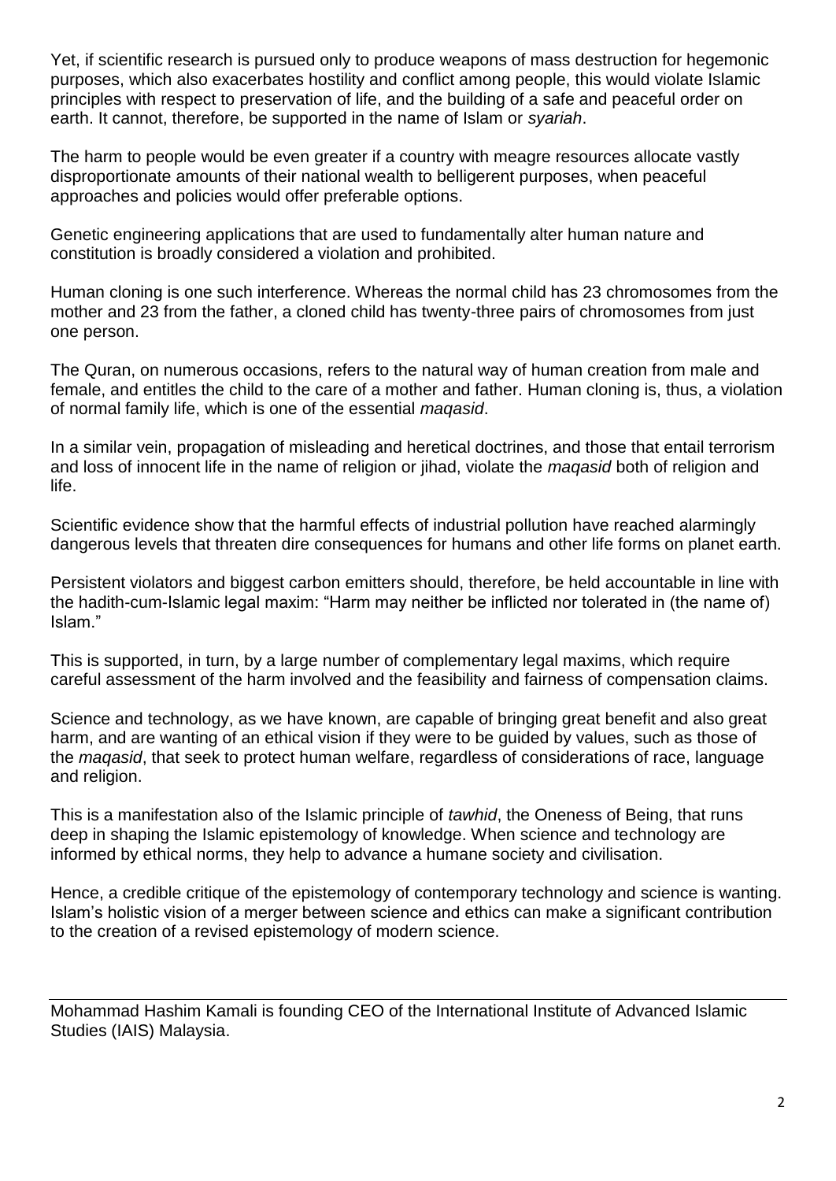Yet, if scientific research is pursued only to produce weapons of mass destruction for hegemonic purposes, which also exacerbates hostility and conflict among people, this would violate Islamic principles with respect to preservation of life, and the building of a safe and peaceful order on earth. It cannot, therefore, be supported in the name of Islam or *syariah*.

The harm to people would be even greater if a country with meagre resources allocate vastly disproportionate amounts of their national wealth to belligerent purposes, when peaceful approaches and policies would offer preferable options.

Genetic engineering applications that are used to fundamentally alter human nature and constitution is broadly considered a violation and prohibited.

Human cloning is one such interference. Whereas the normal child has 23 chromosomes from the mother and 23 from the father, a cloned child has twenty-three pairs of chromosomes from just one person.

The Quran, on numerous occasions, refers to the natural way of human creation from male and female, and entitles the child to the care of a mother and father. Human cloning is, thus, a violation of normal family life, which is one of the essential *maqasid*.

In a similar vein, propagation of misleading and heretical doctrines, and those that entail terrorism and loss of innocent life in the name of religion or jihad, violate the *maqasid* both of religion and life.

Scientific evidence show that the harmful effects of industrial pollution have reached alarmingly dangerous levels that threaten dire consequences for humans and other life forms on planet earth.

Persistent violators and biggest carbon emitters should, therefore, be held accountable in line with the hadith-cum-Islamic legal maxim: "Harm may neither be inflicted nor tolerated in (the name of) Islam."

This is supported, in turn, by a large number of complementary legal maxims, which require careful assessment of the harm involved and the feasibility and fairness of compensation claims.

Science and technology, as we have known, are capable of bringing great benefit and also great harm, and are wanting of an ethical vision if they were to be guided by values, such as those of the *maqasid*, that seek to protect human welfare, regardless of considerations of race, language and religion.

This is a manifestation also of the Islamic principle of *tawhid*, the Oneness of Being, that runs deep in shaping the Islamic epistemology of knowledge. When science and technology are informed by ethical norms, they help to advance a humane society and civilisation.

Hence, a credible critique of the epistemology of contemporary technology and science is wanting. Islam's holistic vision of a merger between science and ethics can make a significant contribution to the creation of a revised epistemology of modern science.

---

Mohammad Hashim Kamali is founding CEO of the International Institute of Advanced Islamic Studies (IAIS) Malaysia.